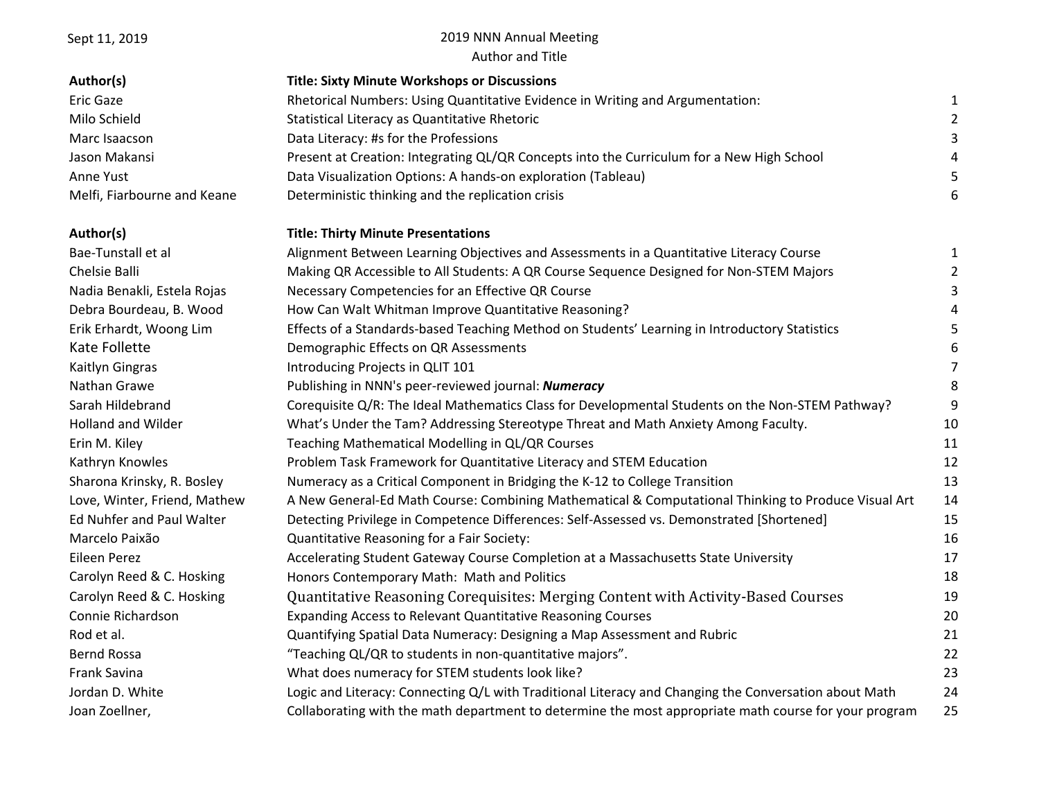Sept 11, 2019

# 2019 NNN Annual Meeting

## Author and Title

| Author(s) | Title: Sixty Minute Workshops or Discussions | |
|---|---|---|
| Eric Gaze | Rhetorical Numbers: Using Quantitative Evidence in Writing and Argumentation: | 1 |
| Milo Schield | Statistical Literacy as Quantitative Rhetoric | 2 |
| Marc Isaacson | Data Literacy: #s for the Professions | 3 |
| Jason Makansi | Present at Creation: Integrating QL/QR Concepts into the Curriculum for a New High School | 4 |
| Anne Yust | Data Visualization Options: A hands-on exploration (Tableau) | 5 |
| Melfi, Fiarbourne and Keane | Deterministic thinking and the replication crisis | 6 |

| Author(s) | Title: Thirty Minute Presentations | |
|---|---|---|
| Bae-Tunstall et al | Alignment Between Learning Objectives and Assessments in a Quantitative Literacy Course | 1 |
| Chelsie Balli | Making QR Accessible to All Students: A QR Course Sequence Designed for Non-STEM Majors | 2 |
| Nadia Benakli, Estela Rojas | Necessary Competencies for an Effective QR Course | 3 |
| Debra Bourdeau, B. Wood | How Can Walt Whitman Improve Quantitative Reasoning? | 4 |
| Erik Erhardt, Woong Lim | Effects of a Standards-based Teaching Method on Students' Learning in Introductory Statistics | 5 |
| Kate Follette | Demographic Effects on QR Assessments | 6 |
| Kaitlyn Gingras | Introducing Projects in QLIT 101 | 7 |
| Nathan Grawe | Publishing in NNN's peer-reviewed journal: ***Numeracy*** | 8 |
| Sarah Hildebrand | Corequisite Q/R: The Ideal Mathematics Class for Developmental Students on the Non-STEM Pathway? | 9 |
| Holland and Wilder | What's Under the Tam? Addressing Stereotype Threat and Math Anxiety Among Faculty. | 10 |
| Erin M. Kiley | Teaching Mathematical Modelling in QL/QR Courses | 11 |
| Kathryn Knowles | Problem Task Framework for Quantitative Literacy and STEM Education | 12 |
| Sharona Krinsky, R. Bosley | Numeracy as a Critical Component in Bridging the K-12 to College Transition | 13 |
| Love, Winter, Friend, Mathew | A New General-Ed Math Course: Combining Mathematical & Computational Thinking to Produce Visual Art | 14 |
| Ed Nuhfer and Paul Walter | Detecting Privilege in Competence Differences: Self-Assessed vs. Demonstrated [Shortened] | 15 |
| Marcelo Paixão | Quantitative Reasoning for a Fair Society: | 16 |
| Eileen Perez | Accelerating Student Gateway Course Completion at a Massachusetts State University | 17 |
| Carolyn Reed & C. Hosking | Honors Contemporary Math: Math and Politics | 18 |
| Carolyn Reed & C. Hosking | Quantitative Reasoning Corequisites: Merging Content with Activity-Based Courses | 19 |
| Connie Richardson | Expanding Access to Relevant Quantitative Reasoning Courses | 20 |
| Rod et al. | Quantifying Spatial Data Numeracy: Designing a Map Assessment and Rubric | 21 |
| Bernd Rossa | "Teaching QL/QR to students in non-quantitative majors". | 22 |
| Frank Savina | What does numeracy for STEM students look like? | 23 |
| Jordan D. White | Logic and Literacy: Connecting Q/L with Traditional Literacy and Changing the Conversation about Math | 24 |
| Joan Zoellner, | Collaborating with the math department to determine the most appropriate math course for your program | 25 |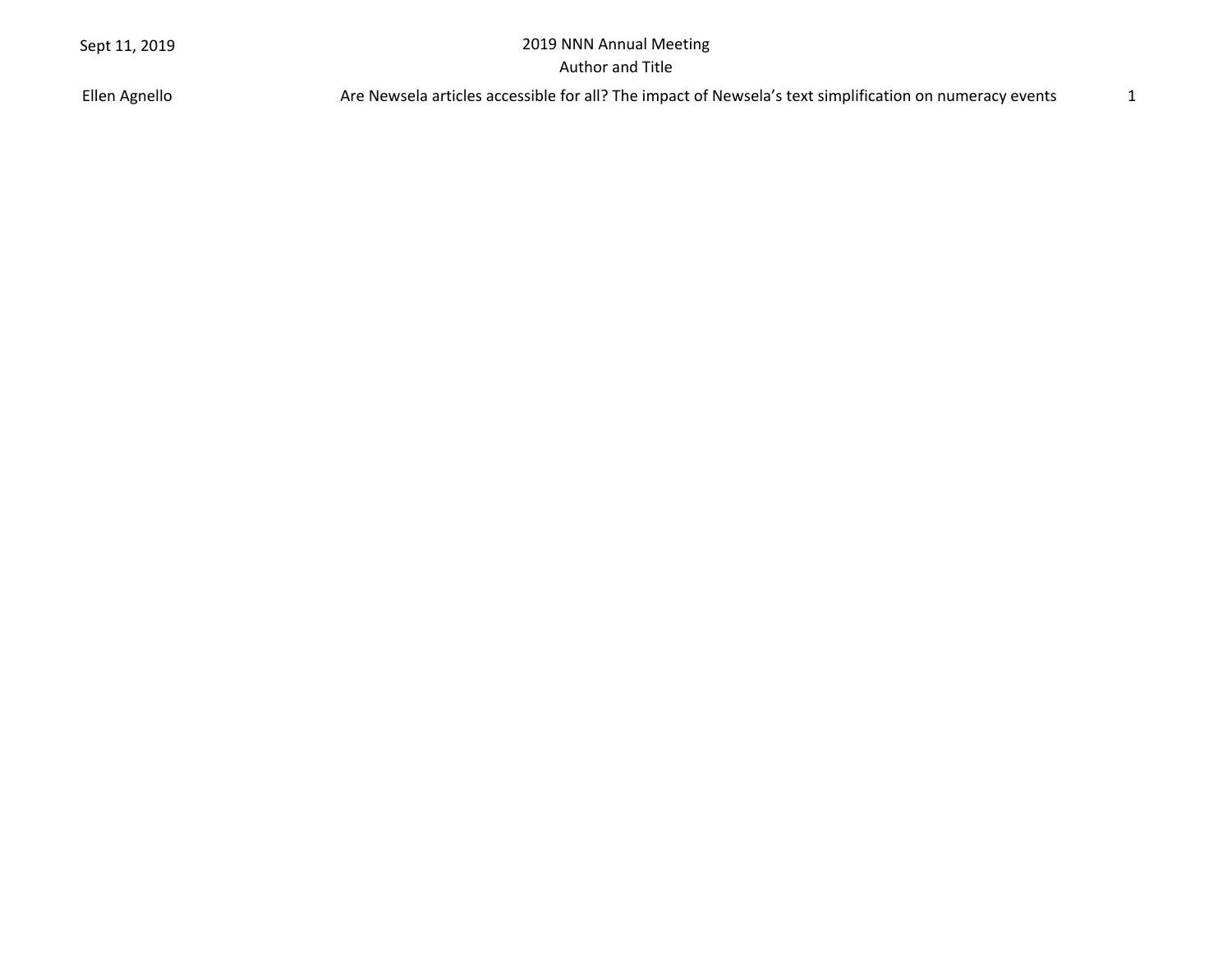Sept 11, 2019

2019 NNN Annual Meeting

Author and Title

| | | |
|---|---|---|
| Ellen Agnello | Are Newsela articles accessible for all? The impact of Newsela's text simplification on numeracy events | 1 |